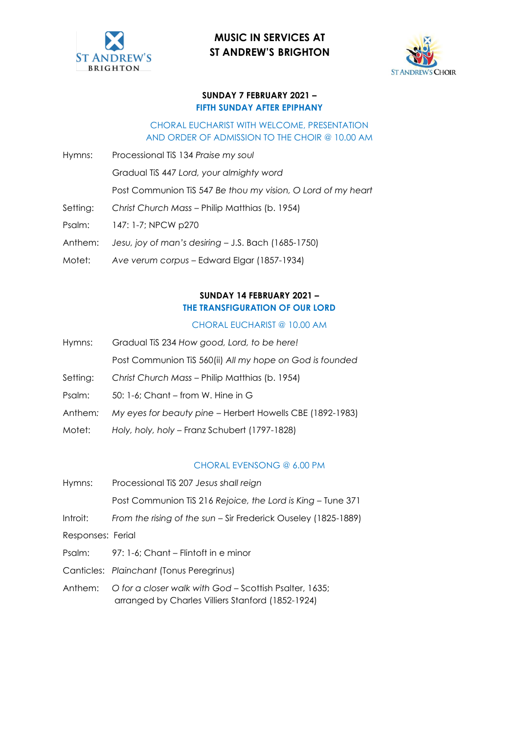# MUSIC IN SERVICES AT ST ANDREW'S BRIGHTON

## SUNDAY 7 FEBRUARY 2021 – FIFTH SUNDAY AFTER EPIPHANY

### CHORAL EUCHARIST WITH WELCOME, PRESENTATION AND ORDER OF ADMISSION TO THE CHOIR @ 10.00 AM

Hymns: Processional TiS 134 *Praise my soul*

Gradual TiS 447 *Lord, your almighty word*

Post Communion TiS 547 *Be thou my vision, O Lord of my heart*

Setting: *Christ Church Mass* – Philip Matthias (b. 1954)

Psalm: 147: 1-7; NPCW p270

Anthem: *Jesu, joy of man's desiring* – J.S. Bach (1685-1750)

Motet: *Ave verum corpus* – Edward Elgar (1857-1934)

## SUNDAY 14 FEBRUARY 2021 – THE TRANSFIGURATION OF OUR LORD

### CHORAL EUCHARIST @ 10.00 AM

Hymns: Gradual TiS 234 *How good, Lord, to be here!*

Post Communion TiS 560(ii) *All my hope on God is founded*

Setting: *Christ Church Mass* – Philip Matthias (b. 1954)

Psalm: 50: 1-6; Chant – from W. Hine in G

Anthem: *My eyes for beauty pine* – Herbert Howells CBE (1892-1983)

Motet: *Holy, holy, holy* – Franz Schubert (1797-1828)

### CHORAL EVENSONG @ 6.00 PM

Hymns: Processional TiS 207 *Jesus shall reign*

Post Communion TiS 216 *Rejoice, the Lord is King* – Tune 371

Introit: *From the rising of the sun* – Sir Frederick Ouseley (1825-1889)

Responses: Ferial

Psalm: 97: 1-6; Chant – Flintoft in e minor

Canticles: *Plainchant* (Tonus Peregrinus)

Anthem: *O for a closer walk with God* – Scottish Psalter, 1635; arranged by Charles Villiers Stanford (1852-1924)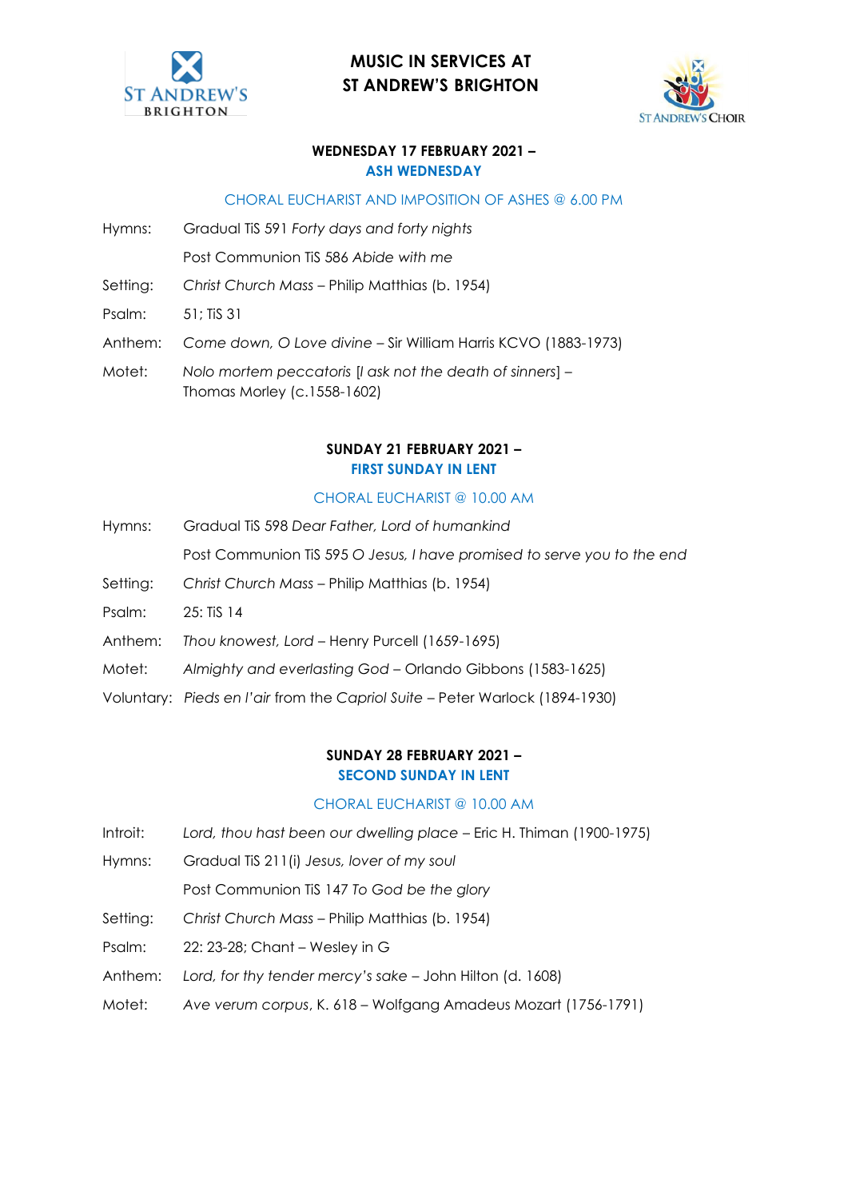# MUSIC IN SERVICES AT ST ANDREW'S BRIGHTON

### WEDNESDAY 17 FEBRUARY 2021 – ASH WEDNESDAY

CHORAL EUCHARIST AND IMPOSITION OF ASHES @ 6.00 PM

Hymns: Gradual TiS 591 *Forty days and forty nights*

Post Communion TiS 586 *Abide with me*

Setting: *Christ Church Mass* – Philip Matthias (b. 1954)

Psalm: 51; TiS 31

Anthem: *Come down, O Love divine* – Sir William Harris KCVO (1883-1973)

Motet: *Nolo mortem peccatoris* [*I ask not the death of sinners*] – Thomas Morley (c.1558-1602)

### SUNDAY 21 FEBRUARY 2021 – FIRST SUNDAY IN LENT

CHORAL EUCHARIST @ 10.00 AM

Hymns: Gradual TiS 598 *Dear Father, Lord of humankind*

Post Communion TiS 595 *O Jesus, I have promised to serve you to the end*

Setting: *Christ Church Mass* – Philip Matthias (b. 1954)

Psalm: 25: TiS 14

Anthem: *Thou knowest, Lord* – Henry Purcell (1659-1695)

Motet: *Almighty and everlasting God* – Orlando Gibbons (1583-1625)

Voluntary: *Pieds en l'air* from the *Capriol Suite* – Peter Warlock (1894-1930)

### SUNDAY 28 FEBRUARY 2021 – SECOND SUNDAY IN LENT

CHORAL EUCHARIST @ 10.00 AM

Introit: *Lord, thou hast been our dwelling place* – Eric H. Thiman (1900-1975)

Hymns: Gradual TiS 211(i) *Jesus, lover of my soul*

Post Communion TiS 147 *To God be the glory*

Setting: *Christ Church Mass* – Philip Matthias (b. 1954)

Psalm: 22: 23-28; Chant – Wesley in G

Anthem: *Lord, for thy tender mercy's sake* – John Hilton (d. 1608)

Motet: *Ave verum corpus*, K. 618 – Wolfgang Amadeus Mozart (1756-1791)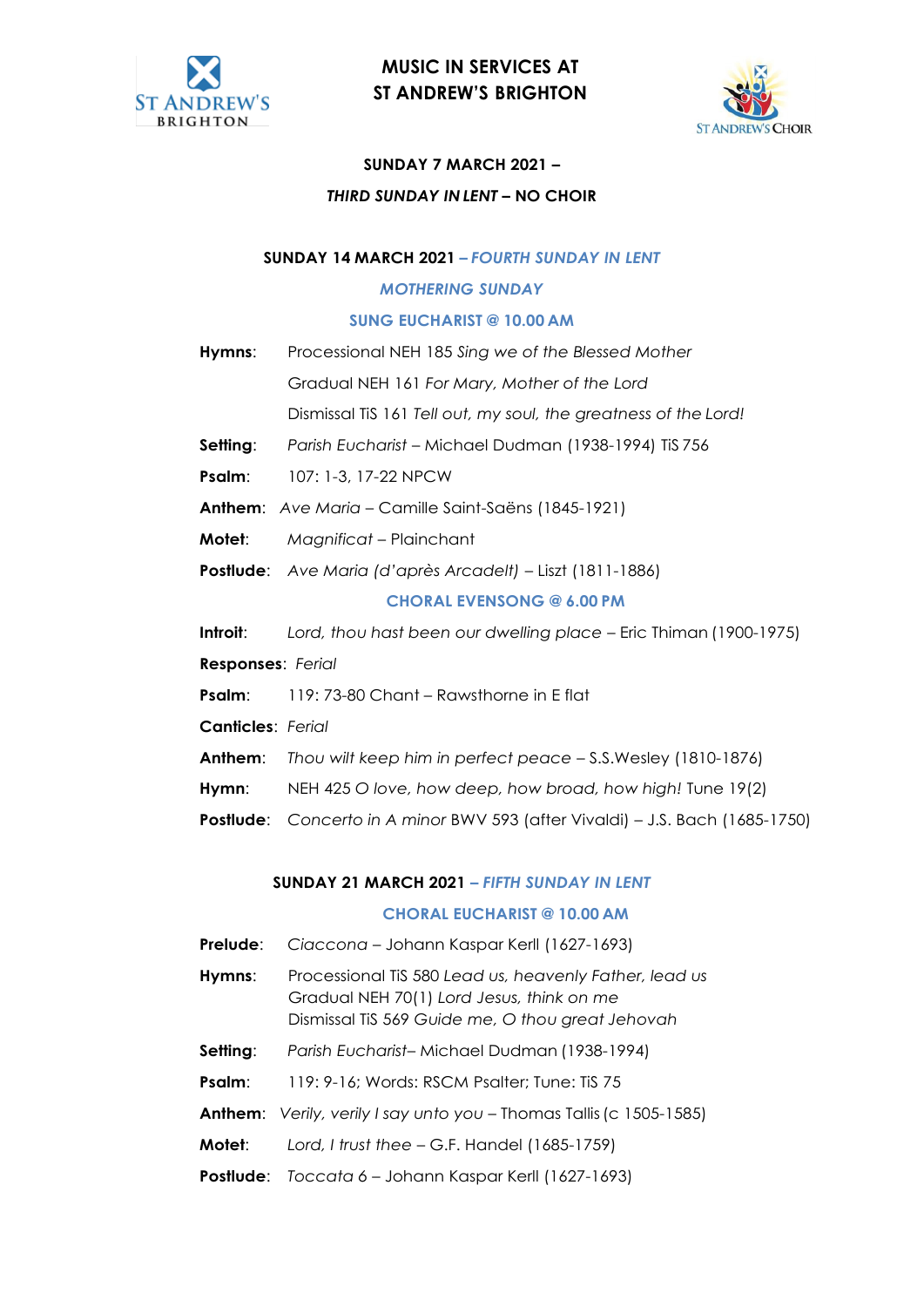# MUSIC IN SERVICES AT ST ANDREW'S BRIGHTON

## SUNDAY 7 MARCH 2021 –

### *THIRD SUNDAY IN LENT* – NO CHOIR

## SUNDAY 14 MARCH 2021 – *FOURTH SUNDAY IN LENT*

### *MOTHERING SUNDAY*

### SUNG EUCHARIST @ 10.00 AM

**Hymns**: Processional NEH 185 *Sing we of the Blessed Mother*
Gradual NEH 161 *For Mary, Mother of the Lord*
Dismissal TiS 161 *Tell out, my soul, the greatness of the Lord!*

**Setting**: *Parish Eucharist* – Michael Dudman (1938-1994) TiS 756

**Psalm**: 107: 1-3, 17-22 NPCW

**Anthem**: *Ave Maria* – Camille Saint-Saëns (1845-1921)

**Motet**: *Magnificat* – Plainchant

**Postlude**: *Ave Maria (d'après Arcadelt)* – Liszt (1811-1886)

### CHORAL EVENSONG @ 6.00 PM

**Introit**: *Lord, thou hast been our dwelling place* – Eric Thiman (1900-1975)

**Responses**: *Ferial*

**Psalm**: 119: 73-80 Chant – Rawsthorne in E flat

**Canticles**: *Ferial*

**Anthem**: *Thou wilt keep him in perfect peace* – S.S.Wesley (1810-1876)

**Hymn**: NEH 425 *O love, how deep, how broad, how high!* Tune 19(2)

**Postlude**: *Concerto in A minor* BWV 593 (after Vivaldi) – J.S. Bach (1685-1750)

## SUNDAY 21 MARCH 2021 – *FIFTH SUNDAY IN LENT*

### CHORAL EUCHARIST @ 10.00 AM

**Prelude**: *Ciaccona* – Johann Kaspar Kerll (1627-1693)

**Hymns**: Processional TiS 580 *Lead us, heavenly Father, lead us*
Gradual NEH 70(1) *Lord Jesus, think on me*
Dismissal TiS 569 *Guide me, O thou great Jehovah*

**Setting**: *Parish Eucharist*– Michael Dudman (1938-1994)

**Psalm**: 119: 9-16; Words: RSCM Psalter; Tune: TiS 75

**Anthem**: *Verily, verily I say unto you* – Thomas Tallis (c 1505-1585)

**Motet**: *Lord, I trust thee* – G.F. Handel (1685-1759)

**Postlude**: *Toccata 6* – Johann Kaspar Kerll (1627-1693)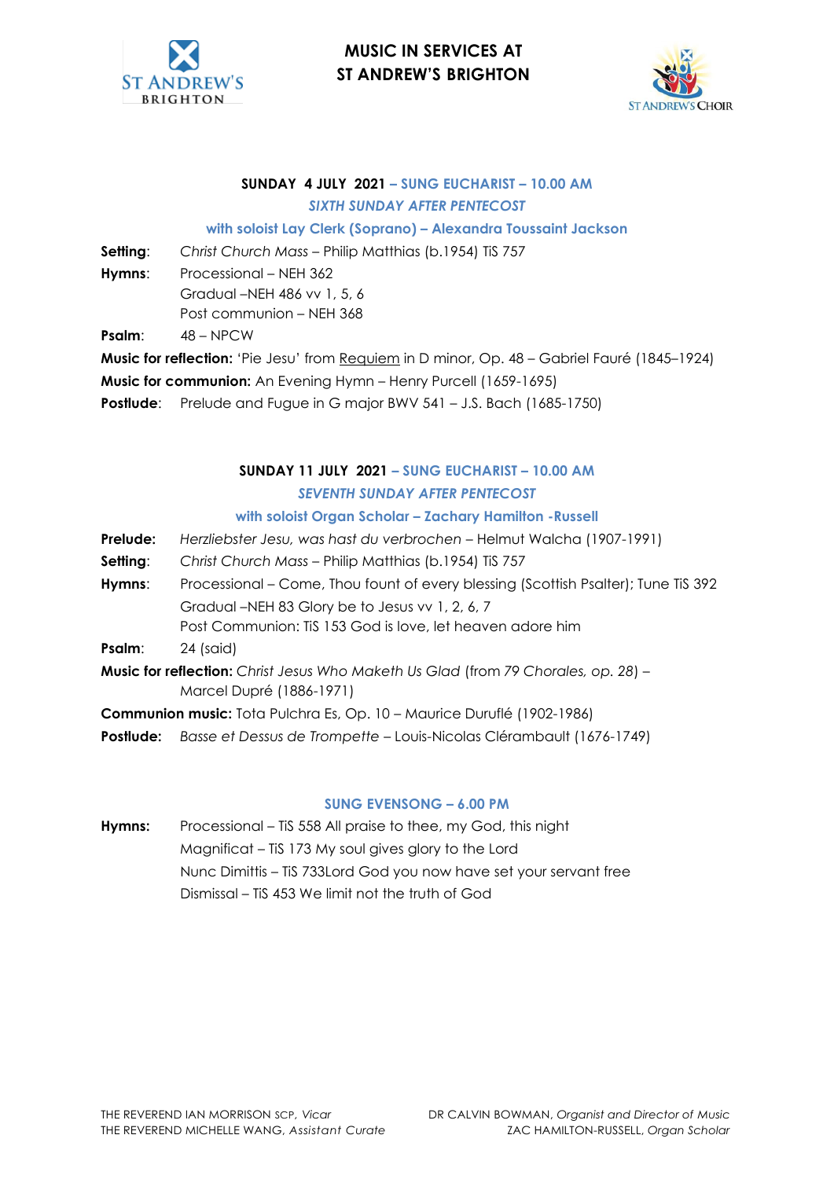# MUSIC IN SERVICES AT ST ANDREW'S BRIGHTON

### SUNDAY 4 JULY 2021 – SUNG EUCHARIST – 10.00 AM

*SIXTH SUNDAY AFTER PENTECOST*

with soloist Lay Clerk (Soprano) – Alexandra Toussaint Jackson

**Setting**: *Christ Church Mass* – Philip Matthias (b.1954) TiS 757

**Hymns**: Processional – NEH 362
Gradual –NEH 486 vv 1, 5, 6
Post communion – NEH 368

**Psalm**: 48 – NPCW

**Music for reflection:** 'Pie Jesu' from Requiem in D minor, Op. 48 – Gabriel Fauré (1845–1924)

**Music for communion:** An Evening Hymn – Henry Purcell (1659-1695)

**Postlude**: Prelude and Fugue in G major BWV 541 – J.S. Bach (1685-1750)

### SUNDAY 11 JULY 2021 – SUNG EUCHARIST – 10.00 AM

*SEVENTH SUNDAY AFTER PENTECOST*

with soloist Organ Scholar – Zachary Hamilton -Russell

**Prelude:** *Herzliebster Jesu, was hast du verbrochen* – Helmut Walcha (1907-1991)

**Setting**: *Christ Church Mass* – Philip Matthias (b.1954) TiS 757

**Hymns**: Processional – Come, Thou fount of every blessing (Scottish Psalter); Tune TiS 392
Gradual –NEH 83 Glory be to Jesus vv 1, 2, 6, 7
Post Communion: TiS 153 God is love, let heaven adore him

**Psalm**: 24 (said)

**Music for reflection:** *Christ Jesus Who Maketh Us Glad* (from *79 Chorales, op. 28*) – Marcel Dupré (1886-1971)

**Communion music:** Tota Pulchra Es, Op. 10 – Maurice Duruflé (1902-1986)

**Postlude:** *Basse et Dessus de Trompette* – Louis-Nicolas Clérambault (1676-1749)

### SUNG EVENSONG – 6.00 PM

**Hymns:** Processional – TiS 558 All praise to thee, my God, this night
Magnificat – TiS 173 My soul gives glory to the Lord
Nunc Dimittis – TiS 733Lord God you now have set your servant free
Dismissal – TiS 453 We limit not the truth of God

THE REVEREND IAN MORRISON SCP, *Vicar*
THE REVEREND MICHELLE WANG, *Assistant Curate*

DR CALVIN BOWMAN, *Organist and Director of Music*
ZAC HAMILTON-RUSSELL, *Organ Scholar*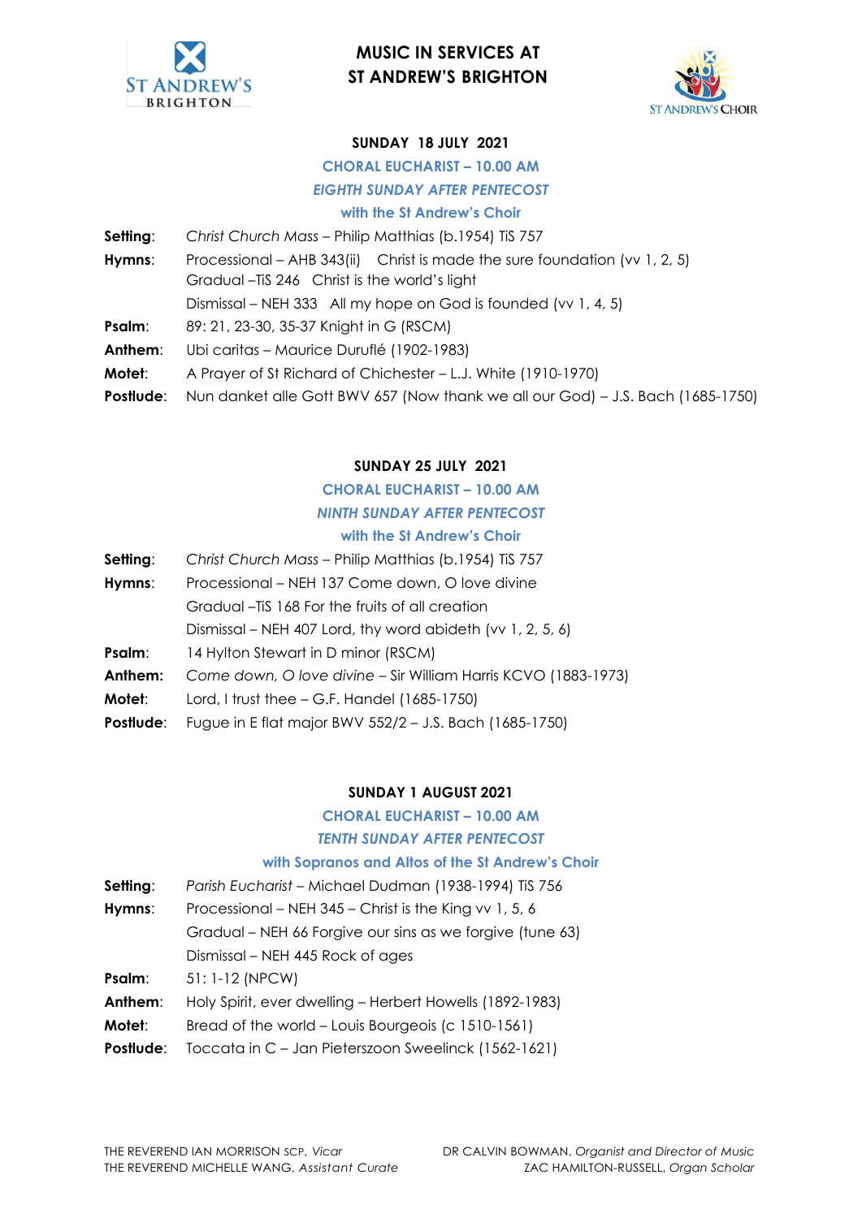# MUSIC IN SERVICES AT ST ANDREW'S BRIGHTON

## SUNDAY 18 JULY 2021

### CHORAL EUCHARIST – 10.00 AM

### *EIGHTH SUNDAY AFTER PENTECOST*

### with the St Andrew's Choir

**Setting**: *Christ Church Mass* – Philip Matthias (b.1954) TiS 757

**Hymns**: Processional – AHB 343(ii) Christ is made the sure foundation (vv 1, 2, 5)
Gradual –TiS 246 Christ is the world's light
Dismissal – NEH 333 All my hope on God is founded (vv 1, 4, 5)

**Psalm**: 89: 21, 23-30, 35-37 Knight in G (RSCM)

**Anthem**: Ubi caritas – Maurice Duruflé (1902-1983)

**Motet**: A Prayer of St Richard of Chichester – L.J. White (1910-1970)

**Postlude**: Nun danket alle Gott BWV 657 (Now thank we all our God) – J.S. Bach (1685-1750)

## SUNDAY 25 JULY 2021

### CHORAL EUCHARIST – 10.00 AM

### *NINTH SUNDAY AFTER PENTECOST*

### with the St Andrew's Choir

**Setting**: *Christ Church Mass* – Philip Matthias (b.1954) TiS 757

**Hymns**: Processional – NEH 137 Come down, O love divine
Gradual –TiS 168 For the fruits of all creation
Dismissal – NEH 407 Lord, thy word abideth (vv 1, 2, 5, 6)

**Psalm**: 14 Hylton Stewart in D minor (RSCM)

**Anthem**: *Come down, O love divine* – Sir William Harris KCVO (1883-1973)

**Motet**: Lord, I trust thee – G.F. Handel (1685-1750)

**Postlude**: Fugue in E flat major BWV 552/2 – J.S. Bach (1685-1750)

## SUNDAY 1 AUGUST 2021

### CHORAL EUCHARIST – 10.00 AM

### *TENTH SUNDAY AFTER PENTECOST*

### with Sopranos and Altos of the St Andrew's Choir

**Setting**: *Parish Eucharist* – Michael Dudman (1938-1994) TiS 756

**Hymns**: Processional – NEH 345 – Christ is the King vv 1, 5, 6
Gradual – NEH 66 Forgive our sins as we forgive (tune 63)
Dismissal – NEH 445 Rock of ages

**Psalm**: 51: 1-12 (NPCW)

**Anthem**: Holy Spirit, ever dwelling – Herbert Howells (1892-1983)

**Motet**: Bread of the world – Louis Bourgeois (c 1510-1561)

**Postlude**: Toccata in C – Jan Pieterszoon Sweelinck (1562-1621)

THE REVEREND IAN MORRISON SCP, *Vicar*
THE REVEREND MICHELLE WANG, *Assistant Curate*

DR CALVIN BOWMAN, *Organist and Director of Music*
ZAC HAMILTON-RUSSELL, *Organ Scholar*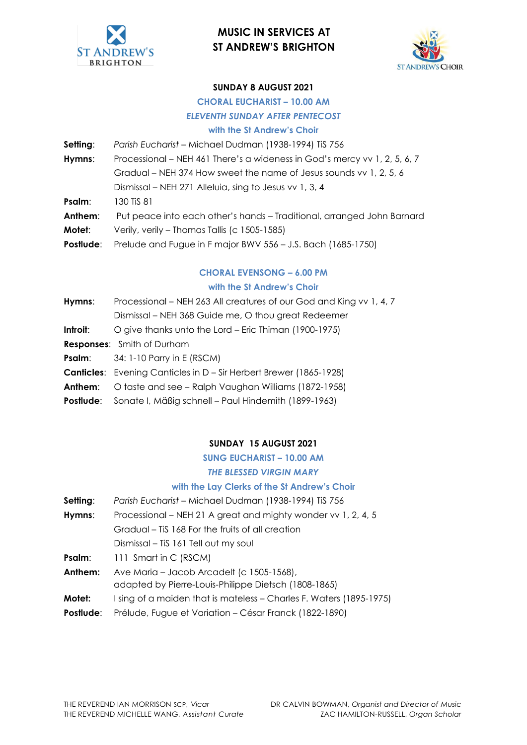# MUSIC IN SERVICES AT ST ANDREW'S BRIGHTON

## SUNDAY 8 AUGUST 2021

### CHORAL EUCHARIST – 10.00 AM

***ELEVENTH SUNDAY AFTER PENTECOST***

**with the St Andrew's Choir**

**Setting**: *Parish Eucharist* – Michael Dudman (1938-1994) TiS 756

**Hymns**: Processional – NEH 461 There's a wideness in God's mercy vv 1, 2, 5, 6, 7
Gradual – NEH 374 How sweet the name of Jesus sounds vv 1, 2, 5, 6
Dismissal – NEH 271 Alleluia, sing to Jesus vv 1, 3, 4

**Psalm**: 130 TiS 81

**Anthem**: Put peace into each other's hands – Traditional, arranged John Barnard

**Motet**: Verily, verily – Thomas Tallis (c 1505-1585)

**Postlude**: Prelude and Fugue in F major BWV 556 – J.S. Bach (1685-1750)

### CHORAL EVENSONG – 6.00 PM

**with the St Andrew's Choir**

**Hymns**: Processional – NEH 263 All creatures of our God and King vv 1, 4, 7
Dismissal – NEH 368 Guide me, O thou great Redeemer

**Introit**: O give thanks unto the Lord – Eric Thiman (1900-1975)

**Responses**: Smith of Durham

**Psalm**: 34: 1-10 Parry in E (RSCM)

**Canticles**: Evening Canticles in D – Sir Herbert Brewer (1865-1928)

**Anthem**: O taste and see – Ralph Vaughan Williams (1872-1958)

**Postlude**: Sonate I, Mäßig schnell – Paul Hindemith (1899-1963)

## SUNDAY 15 AUGUST 2021

### SUNG EUCHARIST – 10.00 AM

***THE BLESSED VIRGIN MARY***

**with the Lay Clerks of the St Andrew's Choir**

**Setting**: *Parish Eucharist* – Michael Dudman (1938-1994) TiS 756

**Hymns**: Processional – NEH 21 A great and mighty wonder vv 1, 2, 4, 5
Gradual – TiS 168 For the fruits of all creation
Dismissal – TiS 161 Tell out my soul

**Psalm**: 111 Smart in C (RSCM)

**Anthem:** Ave Maria – Jacob Arcadelt (c 1505-1568),
adapted by Pierre-Louis-Philippe Dietsch (1808-1865)

**Motet:** I sing of a maiden that is mateless – Charles F. Waters (1895-1975)

**Postlude**: Prélude, Fugue et Variation – César Franck (1822-1890)

THE REVEREND IAN MORRISON SCP, *Vicar*
THE REVEREND MICHELLE WANG, *Assistant Curate*

DR CALVIN BOWMAN, *Organist and Director of Music*
ZAC HAMILTON-RUSSELL, *Organ Scholar*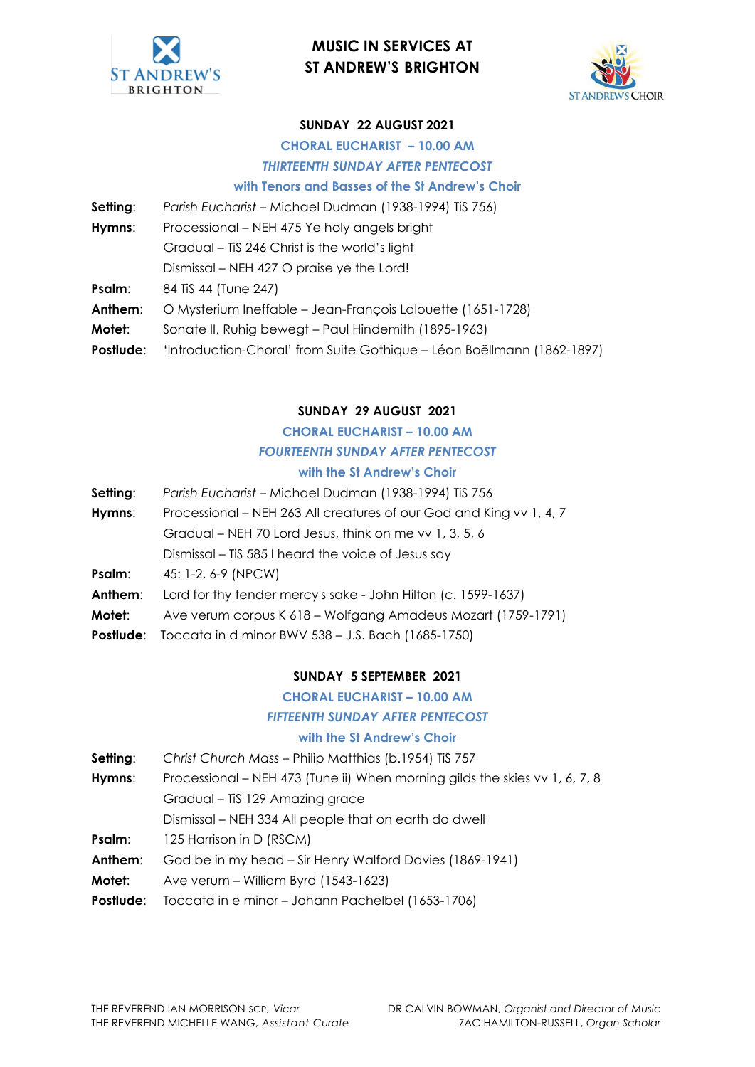# MUSIC IN SERVICES AT ST ANDREW'S BRIGHTON

## SUNDAY 22 AUGUST 2021

### CHORAL EUCHARIST – 10.00 AM

### *THIRTEENTH SUNDAY AFTER PENTECOST*

### with Tenors and Basses of the St Andrew's Choir

**Setting**: *Parish Eucharist* – Michael Dudman (1938-1994) TiS 756)

**Hymns**: Processional – NEH 475 Ye holy angels bright
Gradual – TiS 246 Christ is the world's light
Dismissal – NEH 427 O praise ye the Lord!

**Psalm**: 84 TiS 44 (Tune 247)

**Anthem**: O Mysterium Ineffable – Jean-François Lalouette (1651-1728)

**Motet**: Sonate II, Ruhig bewegt – Paul Hindemith (1895-1963)

**Postlude**: 'Introduction-Choral' from Suite Gothique – Léon Boëllmann (1862-1897)

## SUNDAY 29 AUGUST 2021

### CHORAL EUCHARIST – 10.00 AM

### *FOURTEENTH SUNDAY AFTER PENTECOST*

### with the St Andrew's Choir

**Setting**: *Parish Eucharist* – Michael Dudman (1938-1994) TiS 756

**Hymns**: Processional – NEH 263 All creatures of our God and King vv 1, 4, 7
Gradual – NEH 70 Lord Jesus, think on me vv 1, 3, 5, 6
Dismissal – TiS 585 I heard the voice of Jesus say

**Psalm**: 45: 1-2, 6-9 (NPCW)

**Anthem**: Lord for thy tender mercy's sake - John Hilton (c. 1599-1637)

**Motet**: Ave verum corpus K 618 – Wolfgang Amadeus Mozart (1759-1791)

**Postlude**: Toccata in d minor BWV 538 – J.S. Bach (1685-1750)

## SUNDAY 5 SEPTEMBER 2021

### CHORAL EUCHARIST – 10.00 AM

### *FIFTEENTH SUNDAY AFTER PENTECOST*

### with the St Andrew's Choir

**Setting**: *Christ Church Mass* – Philip Matthias (b.1954) TiS 757

**Hymns**: Processional – NEH 473 (Tune ii) When morning gilds the skies vv 1, 6, 7, 8
Gradual – TiS 129 Amazing grace
Dismissal – NEH 334 All people that on earth do dwell

**Psalm**: 125 Harrison in D (RSCM)

**Anthem**: God be in my head – Sir Henry Walford Davies (1869-1941)

**Motet**: Ave verum – William Byrd (1543-1623)

**Postlude**: Toccata in e minor – Johann Pachelbel (1653-1706)

THE REVEREND IAN MORRISON SCP, *Vicar*
THE REVEREND MICHELLE WANG, *Assistant Curate*

DR CALVIN BOWMAN, *Organist and Director of Music*
ZAC HAMILTON-RUSSELL, *Organ Scholar*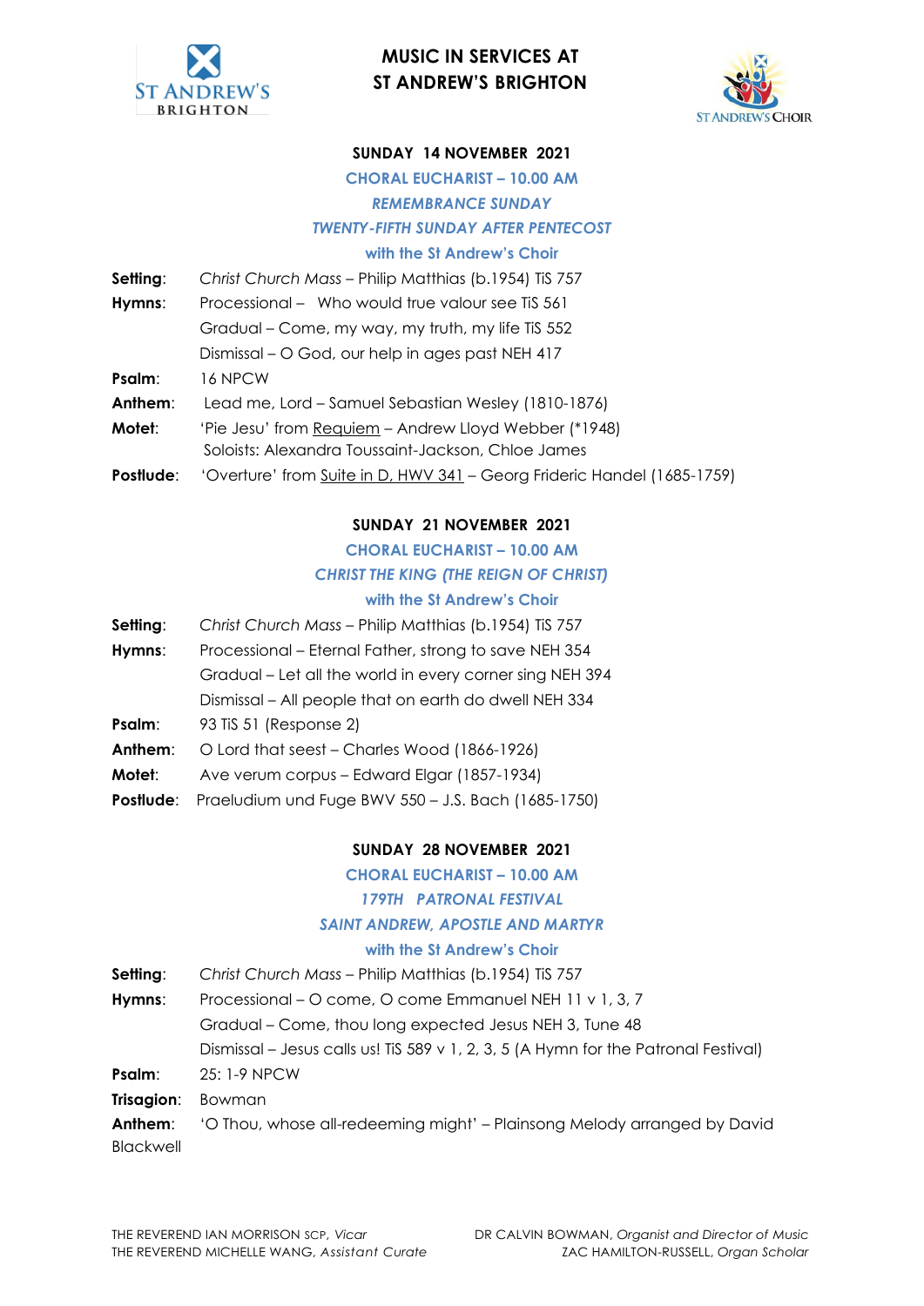# MUSIC IN SERVICES AT ST ANDREW'S BRIGHTON

## SUNDAY 14 NOVEMBER 2021

**CHORAL EUCHARIST – 10.00 AM**

***REMEMBRANCE SUNDAY***

***TWENTY-FIFTH SUNDAY AFTER PENTECOST***

**with the St Andrew's Choir**

**Setting**: *Christ Church Mass* – Philip Matthias (b.1954) TiS 757

**Hymns**: Processional – Who would true valour see TiS 561
Gradual – Come, my way, my truth, my life TiS 552
Dismissal – O God, our help in ages past NEH 417

**Psalm**: 16 NPCW

**Anthem**: Lead me, Lord – Samuel Sebastian Wesley (1810-1876)

**Motet**: 'Pie Jesu' from Requiem – Andrew Lloyd Webber (*1948)
Soloists: Alexandra Toussaint-Jackson, Chloe James

**Postlude**: 'Overture' from Suite in D, HWV 341 – Georg Frideric Handel (1685-1759)

## SUNDAY 21 NOVEMBER 2021

**CHORAL EUCHARIST – 10.00 AM**

***CHRIST THE KING (THE REIGN OF CHRIST)***

**with the St Andrew's Choir**

**Setting**: *Christ Church Mass* – Philip Matthias (b.1954) TiS 757

**Hymns**: Processional – Eternal Father, strong to save NEH 354
Gradual – Let all the world in every corner sing NEH 394
Dismissal – All people that on earth do dwell NEH 334

**Psalm**: 93 TiS 51 (Response 2)

**Anthem**: O Lord that seest – Charles Wood (1866-1926)

**Motet**: Ave verum corpus – Edward Elgar (1857-1934)

**Postlude**: Praeludium und Fuge BWV 550 – J.S. Bach (1685-1750)

## SUNDAY 28 NOVEMBER 2021

**CHORAL EUCHARIST – 10.00 AM**

***179TH PATRONAL FESTIVAL***

***SAINT ANDREW, APOSTLE AND MARTYR***

**with the St Andrew's Choir**

**Setting**: *Christ Church Mass* – Philip Matthias (b.1954) TiS 757

**Hymns**: Processional – O come, O come Emmanuel NEH 11 v 1, 3, 7
Gradual – Come, thou long expected Jesus NEH 3, Tune 48
Dismissal – Jesus calls us! TiS 589 v 1, 2, 3, 5 (A Hymn for the Patronal Festival)

**Psalm**: 25: 1-9 NPCW

**Trisagion**: Bowman

**Anthem**: 'O Thou, whose all-redeeming might' – Plainsong Melody arranged by David Blackwell

THE REVEREND IAN MORRISON SCP, *Vicar*
THE REVEREND MICHELLE WANG, *Assistant Curate*

DR CALVIN BOWMAN, *Organist and Director of Music*
ZAC HAMILTON-RUSSELL, *Organ Scholar*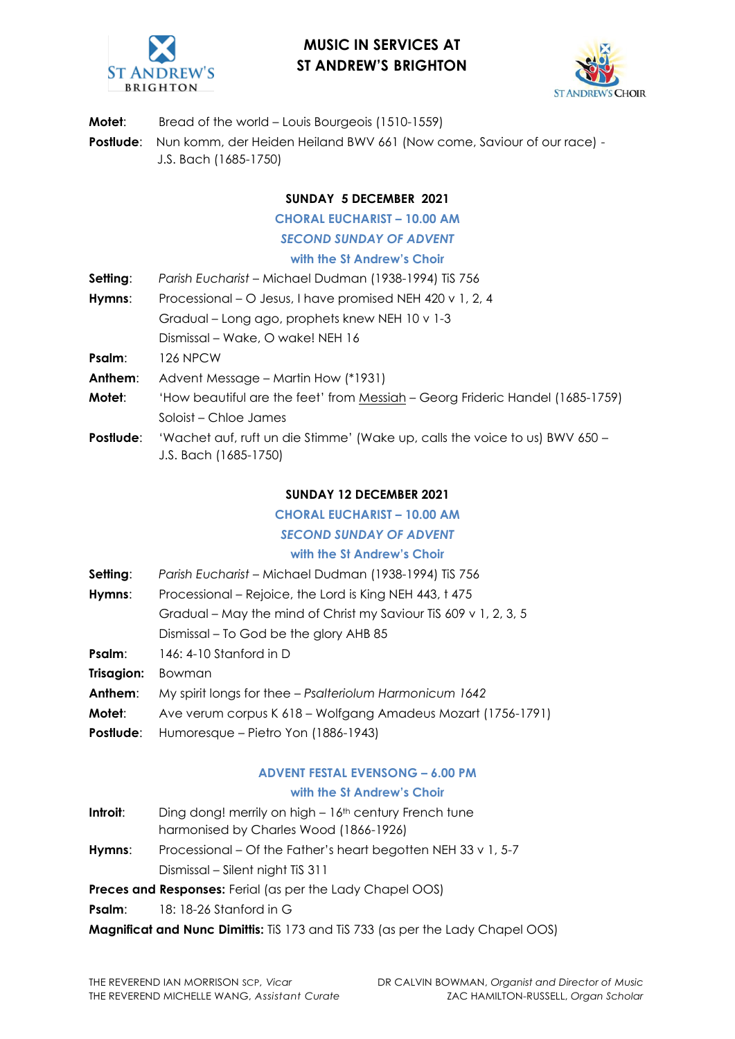# MUSIC IN SERVICES AT ST ANDREW'S BRIGHTON

**Motet**: Bread of the world – Louis Bourgeois (1510-1559)

**Postlude**: Nun komm, der Heiden Heiland BWV 661 (Now come, Saviour of our race) - J.S. Bach (1685-1750)

## SUNDAY 5 DECEMBER 2021

### CHORAL EUCHARIST – 10.00 AM

***SECOND SUNDAY OF ADVENT***

**with the St Andrew's Choir**

**Setting**: *Parish Eucharist* – Michael Dudman (1938-1994) TiS 756

**Hymns**: Processional – O Jesus, I have promised NEH 420 v 1, 2, 4
Gradual – Long ago, prophets knew NEH 10 v 1-3
Dismissal – Wake, O wake! NEH 16

**Psalm**: 126 NPCW

**Anthem**: Advent Message – Martin How (*1931)

**Motet**: 'How beautiful are the feet' from Messiah – Georg Frideric Handel (1685-1759)
Soloist – Chloe James

**Postlude**: 'Wachet auf, ruft un die Stimme' (Wake up, calls the voice to us) BWV 650 – J.S. Bach (1685-1750)

## SUNDAY 12 DECEMBER 2021

### CHORAL EUCHARIST – 10.00 AM

***SECOND SUNDAY OF ADVENT***

**with the St Andrew's Choir**

**Setting**: *Parish Eucharist* – Michael Dudman (1938-1994) TiS 756

**Hymns**: Processional – Rejoice, the Lord is King NEH 443, t 475
Gradual – May the mind of Christ my Saviour TiS 609 v 1, 2, 3, 5
Dismissal – To God be the glory AHB 85

**Psalm**: 146: 4-10 Stanford in D

**Trisagion**: Bowman

**Anthem**: My spirit longs for thee – *Psalteriolum Harmonicum 1642*

**Motet**: Ave verum corpus K 618 – Wolfgang Amadeus Mozart (1756-1791)

**Postlude**: Humoresque – Pietro Yon (1886-1943)

### ADVENT FESTAL EVENSONG – 6.00 PM

**with the St Andrew's Choir**

**Introit**: Ding dong! merrily on high – 16th century French tune harmonised by Charles Wood (1866-1926)

**Hymns**: Processional – Of the Father's heart begotten NEH 33 v 1, 5-7
Dismissal – Silent night TiS 311

**Preces and Responses:** Ferial (as per the Lady Chapel OOS)

**Psalm**: 18: 18-26 Stanford in G

**Magnificat and Nunc Dimittis:** TiS 173 and TiS 733 (as per the Lady Chapel OOS)

THE REVEREND IAN MORRISON SCP, *Vicar*
THE REVEREND MICHELLE WANG, *Assistant Curate*

DR CALVIN BOWMAN, *Organist and Director of Music*
ZAC HAMILTON-RUSSELL, *Organ Scholar*